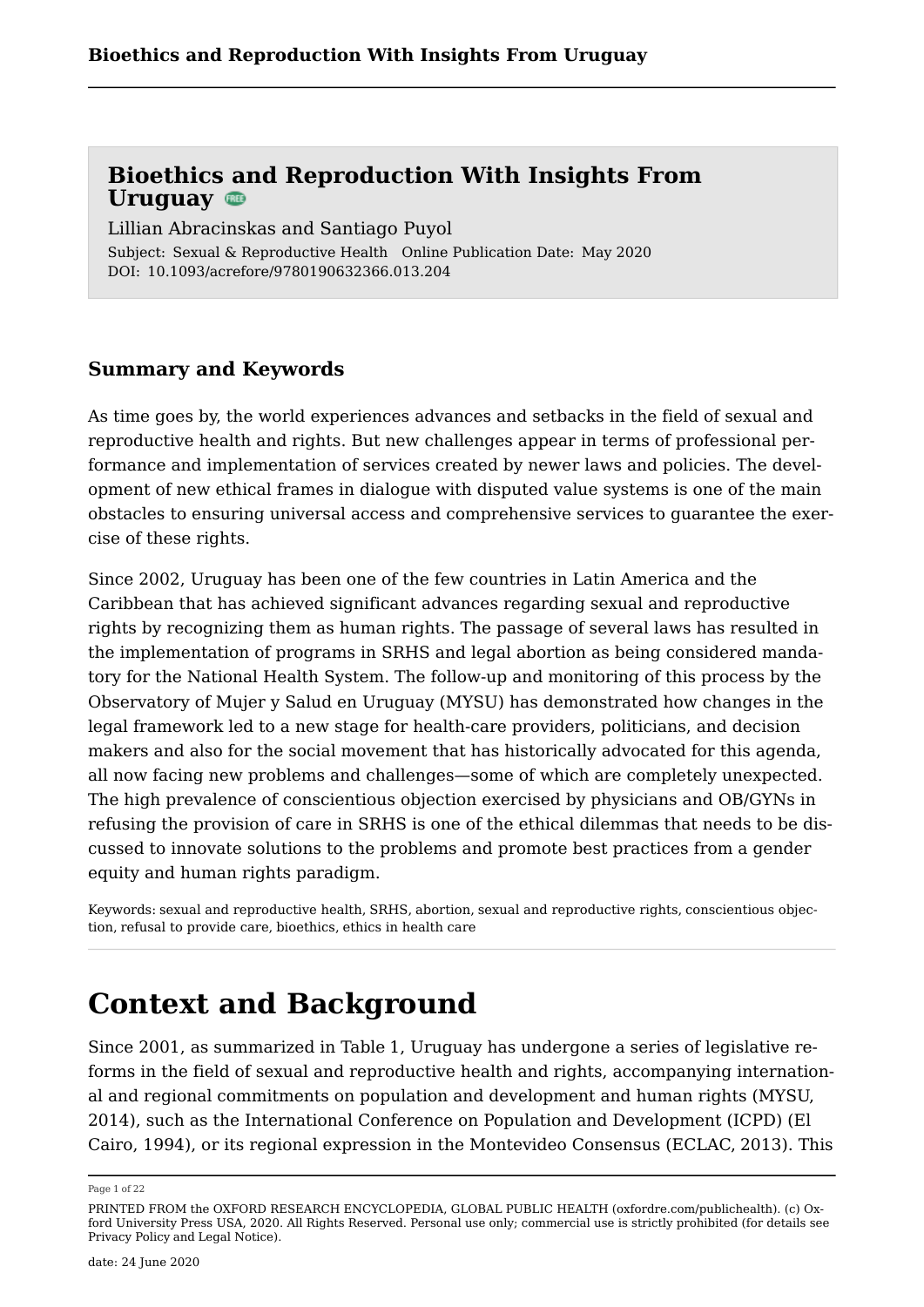# Bioethics and Reproduction With Insights From Uruguay

Lillian Abracinskas and Santiago Puyol

Subject: Sexual & Reproductive Health Online Publication Date: May 2020

DOI: 10.1093/acrefore/9780190632366.013.204

## Summary and Keywords

As time goes by, the world experiences advances and setbacks in the field of sexual and reproductive health and rights. But new challenges appear in terms of professional performance and implementation of services created by newer laws and policies. The development of new ethical frames in dialogue with disputed value systems is one of the main obstacles to ensuring universal access and comprehensive services to guarantee the exercise of these rights.

Since 2002, Uruguay has been one of the few countries in Latin America and the Caribbean that has achieved significant advances regarding sexual and reproductive rights by recognizing them as human rights. The passage of several laws has resulted in the implementation of programs in SRHS and legal abortion as being considered mandatory for the National Health System. The follow-up and monitoring of this process by the Observatory of Mujer y Salud en Uruguay (MYSU) has demonstrated how changes in the legal framework led to a new stage for health-care providers, politicians, and decision makers and also for the social movement that has historically advocated for this agenda, all now facing new problems and challenges—some of which are completely unexpected. The high prevalence of conscientious objection exercised by physicians and OB/GYNs in refusing the provision of care in SRHS is one of the ethical dilemmas that needs to be discussed to innovate solutions to the problems and promote best practices from a gender equity and human rights paradigm.

Keywords: sexual and reproductive health, SRHS, abortion, sexual and reproductive rights, conscientious objection, refusal to provide care, bioethics, ethics in health care

# Context and Background

Since 2001, as summarized in Table 1, Uruguay has undergone a series of legislative reforms in the field of sexual and reproductive health and rights, accompanying international and regional commitments on population and development and human rights (MYSU, 2014), such as the International Conference on Population and Development (ICPD) (El Cairo, 1994), or its regional expression in the Montevideo Consensus (ECLAC, 2013). This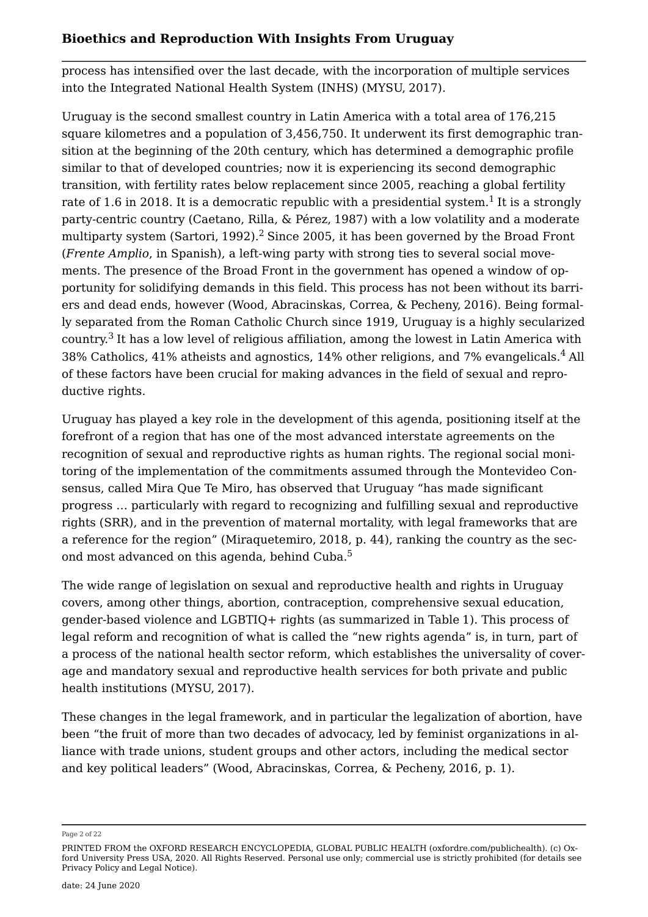process has intensified over the last decade, with the incorporation of multiple services into the Integrated National Health System (INHS) (MYSU, 2017).

Uruguay is the second smallest country in Latin America with a total area of 176,215 square kilometres and a population of 3,456,750. It underwent its first demographic transition at the beginning of the 20th century, which has determined a demographic profile similar to that of developed countries; now it is experiencing its second demographic transition, with fertility rates below replacement since 2005, reaching a global fertility rate of 1.6 in 2018. It is a democratic republic with a presidential system.[1] It is a strongly party-centric country (Caetano, Rilla, & Pérez, 1987) with a low volatility and a moderate multiparty system (Sartori, 1992).[2] Since 2005, it has been governed by the Broad Front (*Frente Amplio*, in Spanish), a left-wing party with strong ties to several social movements. The presence of the Broad Front in the government has opened a window of opportunity for solidifying demands in this field. This process has not been without its barriers and dead ends, however (Wood, Abracinskas, Correa, & Pecheny, 2016). Being formally separated from the Roman Catholic Church since 1919, Uruguay is a highly secularized country.[3] It has a low level of religious affiliation, among the lowest in Latin America with 38% Catholics, 41% atheists and agnostics, 14% other religions, and 7% evangelicals.[4] All of these factors have been crucial for making advances in the field of sexual and reproductive rights.

Uruguay has played a key role in the development of this agenda, positioning itself at the forefront of a region that has one of the most advanced interstate agreements on the recognition of sexual and reproductive rights as human rights. The regional social monitoring of the implementation of the commitments assumed through the Montevideo Consensus, called Mira Que Te Miro, has observed that Uruguay "has made significant progress … particularly with regard to recognizing and fulfilling sexual and reproductive rights (SRR), and in the prevention of maternal mortality, with legal frameworks that are a reference for the region" (Miraquetemiro, 2018, p. 44), ranking the country as the second most advanced on this agenda, behind Cuba.[5]

The wide range of legislation on sexual and reproductive health and rights in Uruguay covers, among other things, abortion, contraception, comprehensive sexual education, gender-based violence and LGBTIQ+ rights (as summarized in Table 1). This process of legal reform and recognition of what is called the "new rights agenda" is, in turn, part of a process of the national health sector reform, which establishes the universality of coverage and mandatory sexual and reproductive health services for both private and public health institutions (MYSU, 2017).

These changes in the legal framework, and in particular the legalization of abortion, have been "the fruit of more than two decades of advocacy, led by feminist organizations in alliance with trade unions, student groups and other actors, including the medical sector and key political leaders" (Wood, Abracinskas, Correa, & Pecheny, 2016, p. 1).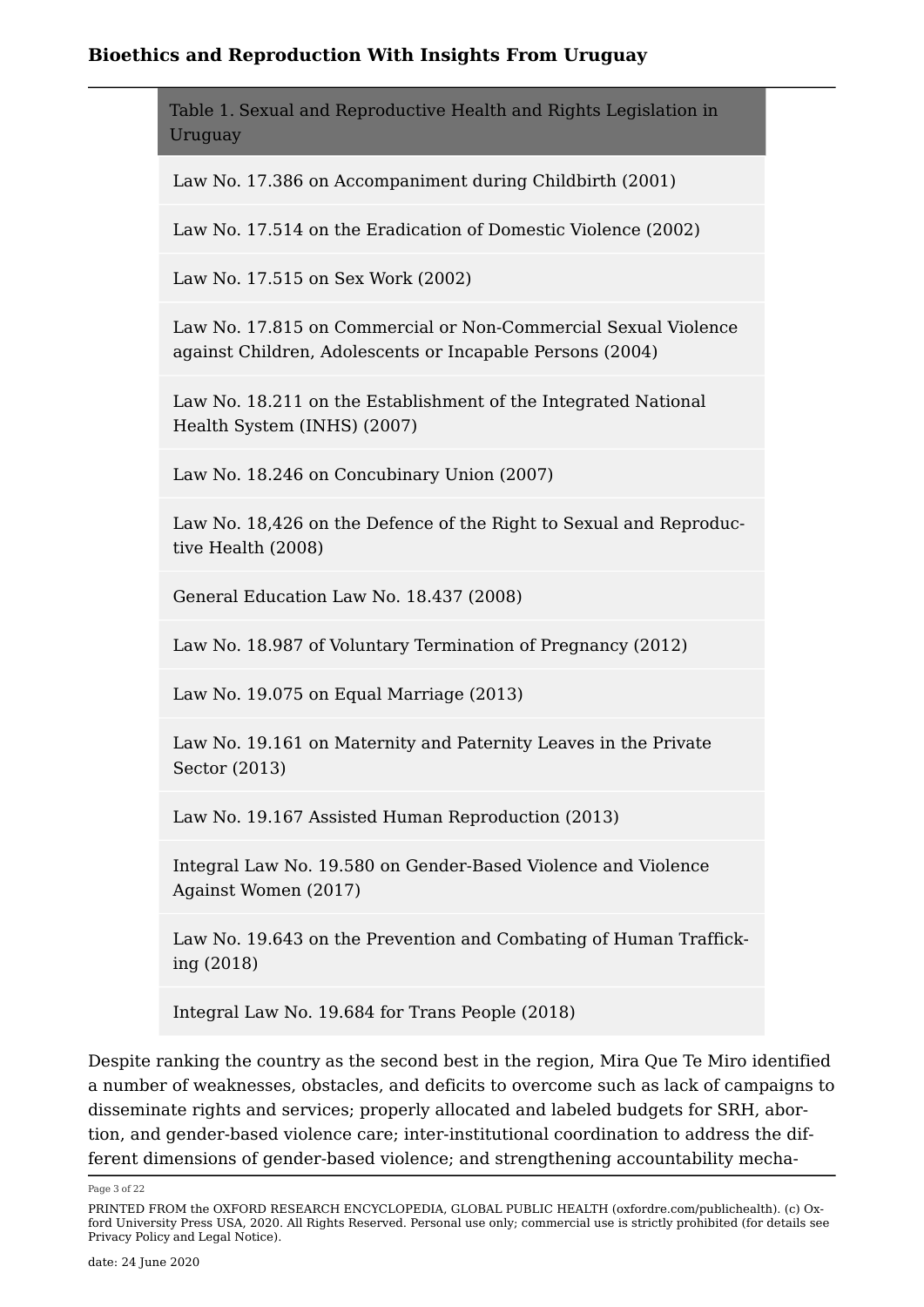| Table 1. Sexual and Reproductive Health and Rights Legislation in Uruguay |
|---|
| Law No. 17.386 on Accompaniment during Childbirth (2001) |
| Law No. 17.514 on the Eradication of Domestic Violence (2002) |
| Law No. 17.515 on Sex Work (2002) |
| Law No. 17.815 on Commercial or Non-Commercial Sexual Violence against Children, Adolescents or Incapable Persons (2004) |
| Law No. 18.211 on the Establishment of the Integrated National Health System (INHS) (2007) |
| Law No. 18.246 on Concubinary Union (2007) |
| Law No. 18,426 on the Defence of the Right to Sexual and Reproductive Health (2008) |
| General Education Law No. 18.437 (2008) |
| Law No. 18.987 of Voluntary Termination of Pregnancy (2012) |
| Law No. 19.075 on Equal Marriage (2013) |
| Law No. 19.161 on Maternity and Paternity Leaves in the Private Sector (2013) |
| Law No. 19.167 Assisted Human Reproduction (2013) |
| Integral Law No. 19.580 on Gender-Based Violence and Violence Against Women (2017) |
| Law No. 19.643 on the Prevention and Combating of Human Trafficking (2018) |
| Integral Law No. 19.684 for Trans People (2018) |

Despite ranking the country as the second best in the region, Mira Que Te Miro identified a number of weaknesses, obstacles, and deficits to overcome such as lack of campaigns to disseminate rights and services; properly allocated and labeled budgets for SRH, abortion, and gender-based violence care; inter-institutional coordination to address the different dimensions of gender-based violence; and strengthening accountability mecha-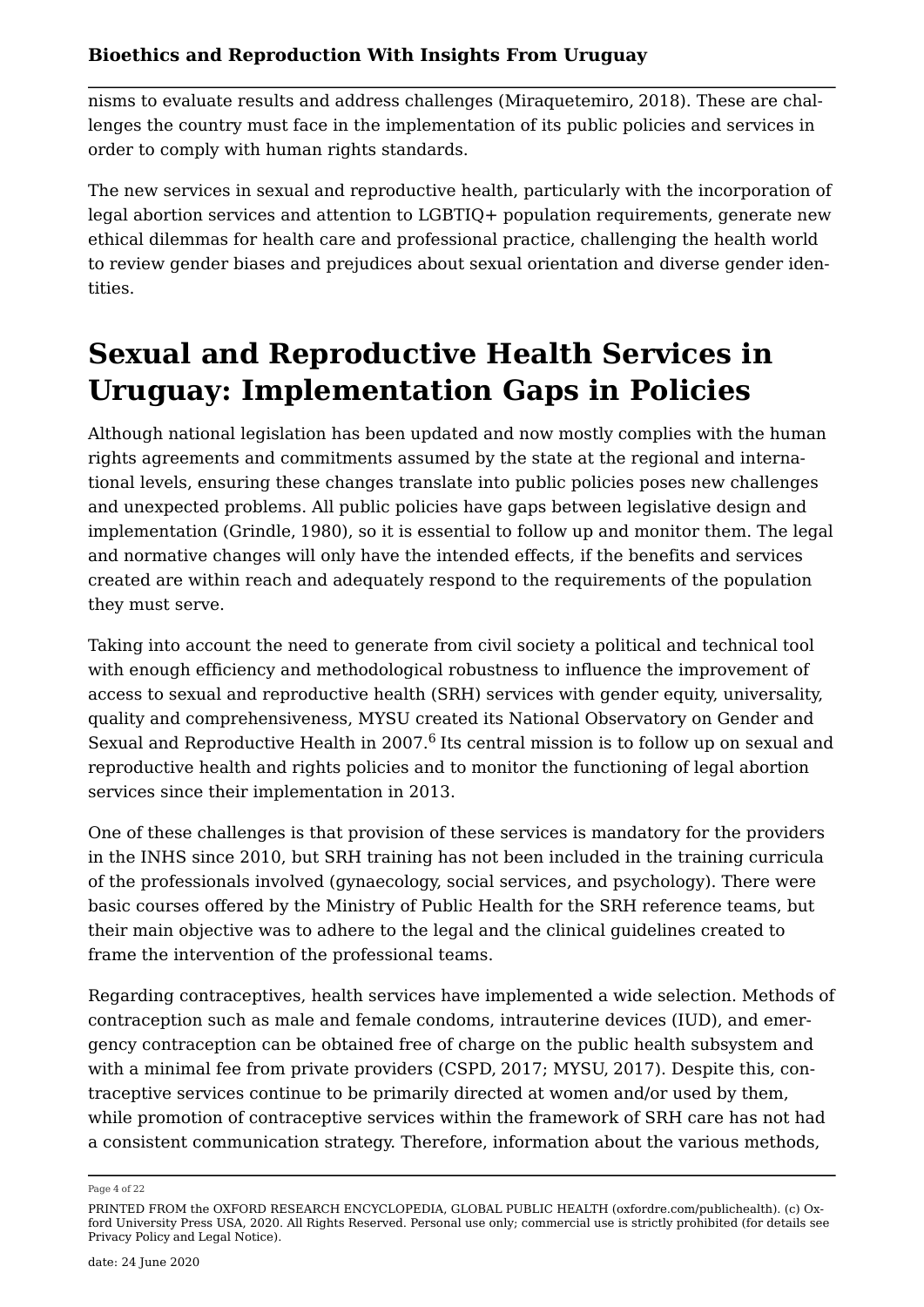nisms to evaluate results and address challenges (Miraquetemiro, 2018). These are challenges the country must face in the implementation of its public policies and services in order to comply with human rights standards.

The new services in sexual and reproductive health, particularly with the incorporation of legal abortion services and attention to LGBTIQ+ population requirements, generate new ethical dilemmas for health care and professional practice, challenging the health world to review gender biases and prejudices about sexual orientation and diverse gender identities.

# Sexual and Reproductive Health Services in Uruguay: Implementation Gaps in Policies

Although national legislation has been updated and now mostly complies with the human rights agreements and commitments assumed by the state at the regional and international levels, ensuring these changes translate into public policies poses new challenges and unexpected problems. All public policies have gaps between legislative design and implementation (Grindle, 1980), so it is essential to follow up and monitor them. The legal and normative changes will only have the intended effects, if the benefits and services created are within reach and adequately respond to the requirements of the population they must serve.

Taking into account the need to generate from civil society a political and technical tool with enough efficiency and methodological robustness to influence the improvement of access to sexual and reproductive health (SRH) services with gender equity, universality, quality and comprehensiveness, MYSU created its National Observatory on Gender and Sexual and Reproductive Health in 2007.[6] Its central mission is to follow up on sexual and reproductive health and rights policies and to monitor the functioning of legal abortion services since their implementation in 2013.

One of these challenges is that provision of these services is mandatory for the providers in the INHS since 2010, but SRH training has not been included in the training curricula of the professionals involved (gynaecology, social services, and psychology). There were basic courses offered by the Ministry of Public Health for the SRH reference teams, but their main objective was to adhere to the legal and the clinical guidelines created to frame the intervention of the professional teams.

Regarding contraceptives, health services have implemented a wide selection. Methods of contraception such as male and female condoms, intrauterine devices (IUD), and emergency contraception can be obtained free of charge on the public health subsystem and with a minimal fee from private providers (CSPD, 2017; MYSU, 2017). Despite this, contraceptive services continue to be primarily directed at women and/or used by them, while promotion of contraceptive services within the framework of SRH care has not had a consistent communication strategy. Therefore, information about the various methods,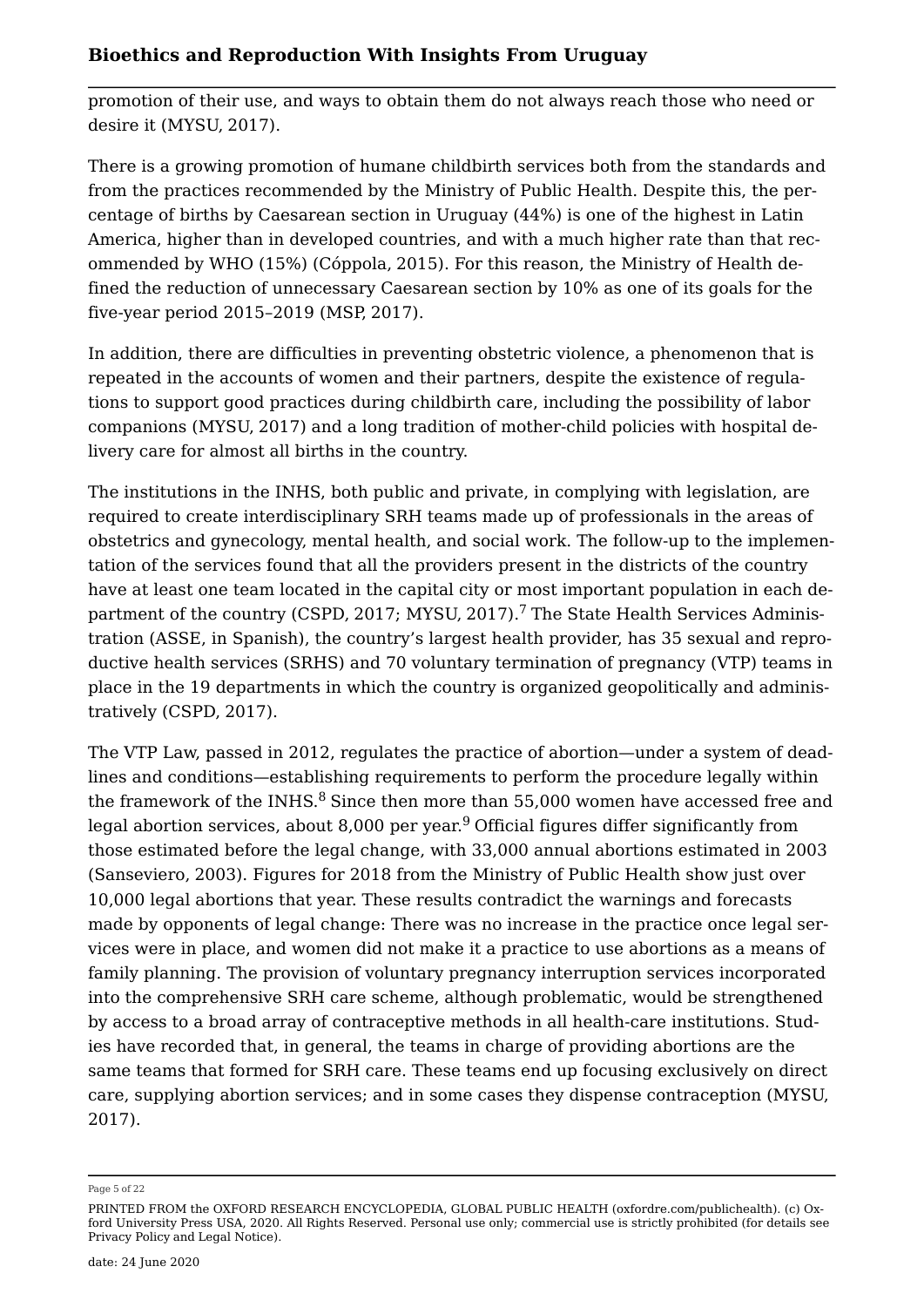promotion of their use, and ways to obtain them do not always reach those who need or desire it (MYSU, 2017).

There is a growing promotion of humane childbirth services both from the standards and from the practices recommended by the Ministry of Public Health. Despite this, the percentage of births by Caesarean section in Uruguay (44%) is one of the highest in Latin America, higher than in developed countries, and with a much higher rate than that recommended by WHO (15%) (Cóppola, 2015). For this reason, the Ministry of Health defined the reduction of unnecessary Caesarean section by 10% as one of its goals for the five-year period 2015–2019 (MSP, 2017).

In addition, there are difficulties in preventing obstetric violence, a phenomenon that is repeated in the accounts of women and their partners, despite the existence of regulations to support good practices during childbirth care, including the possibility of labor companions (MYSU, 2017) and a long tradition of mother-child policies with hospital delivery care for almost all births in the country.

The institutions in the INHS, both public and private, in complying with legislation, are required to create interdisciplinary SRH teams made up of professionals in the areas of obstetrics and gynecology, mental health, and social work. The follow-up to the implementation of the services found that all the providers present in the districts of the country have at least one team located in the capital city or most important population in each department of the country (CSPD, 2017; MYSU, 2017).[7] The State Health Services Administration (ASSE, in Spanish), the country's largest health provider, has 35 sexual and reproductive health services (SRHS) and 70 voluntary termination of pregnancy (VTP) teams in place in the 19 departments in which the country is organized geopolitically and administratively (CSPD, 2017).

The VTP Law, passed in 2012, regulates the practice of abortion—under a system of deadlines and conditions—establishing requirements to perform the procedure legally within the framework of the INHS.[8] Since then more than 55,000 women have accessed free and legal abortion services, about 8,000 per year.[9] Official figures differ significantly from those estimated before the legal change, with 33,000 annual abortions estimated in 2003 (Sanseviero, 2003). Figures for 2018 from the Ministry of Public Health show just over 10,000 legal abortions that year. These results contradict the warnings and forecasts made by opponents of legal change: There was no increase in the practice once legal services were in place, and women did not make it a practice to use abortions as a means of family planning. The provision of voluntary pregnancy interruption services incorporated into the comprehensive SRH care scheme, although problematic, would be strengthened by access to a broad array of contraceptive methods in all health-care institutions. Studies have recorded that, in general, the teams in charge of providing abortions are the same teams that formed for SRH care. These teams end up focusing exclusively on direct care, supplying abortion services; and in some cases they dispense contraception (MYSU, 2017).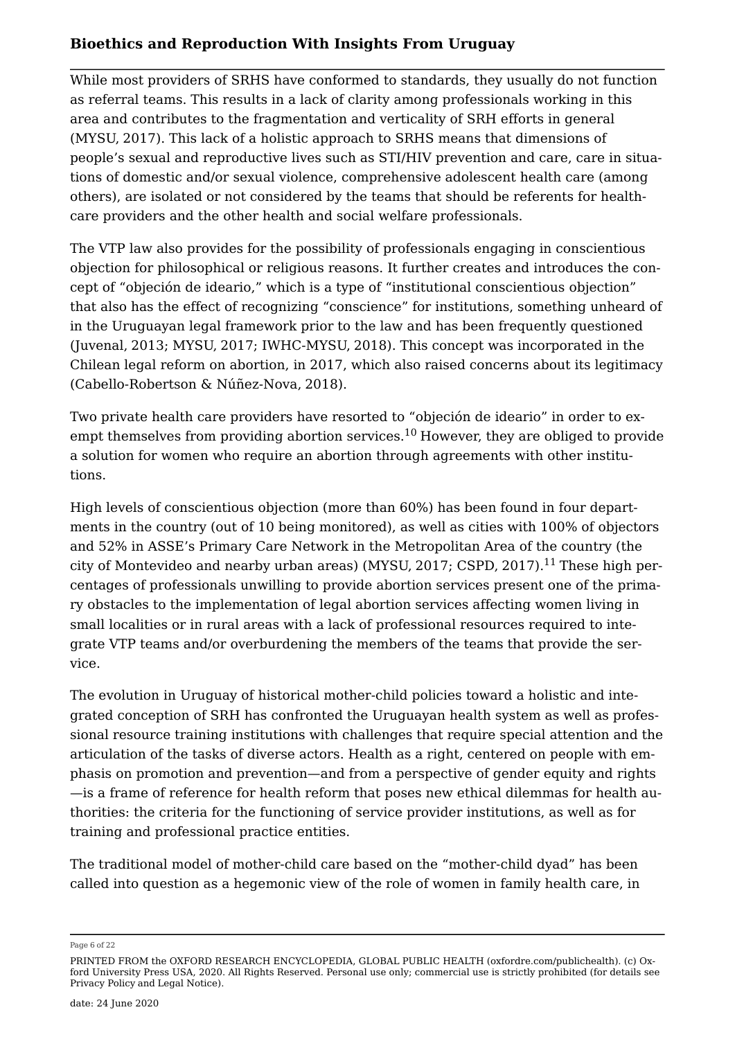While most providers of SRHS have conformed to standards, they usually do not function as referral teams. This results in a lack of clarity among professionals working in this area and contributes to the fragmentation and verticality of SRH efforts in general (MYSU, 2017). This lack of a holistic approach to SRHS means that dimensions of people's sexual and reproductive lives such as STI/HIV prevention and care, care in situations of domestic and/or sexual violence, comprehensive adolescent health care (among others), are isolated or not considered by the teams that should be referents for healthcare providers and the other health and social welfare professionals.

The VTP law also provides for the possibility of professionals engaging in conscientious objection for philosophical or religious reasons. It further creates and introduces the concept of "objeción de ideario," which is a type of "institutional conscientious objection" that also has the effect of recognizing "conscience" for institutions, something unheard of in the Uruguayan legal framework prior to the law and has been frequently questioned (Juvenal, 2013; MYSU, 2017; IWHC-MYSU, 2018). This concept was incorporated in the Chilean legal reform on abortion, in 2017, which also raised concerns about its legitimacy (Cabello-Robertson & Núñez-Nova, 2018).

Two private health care providers have resorted to "objeción de ideario" in order to exempt themselves from providing abortion services.[10] However, they are obliged to provide a solution for women who require an abortion through agreements with other institutions.

High levels of conscientious objection (more than 60%) has been found in four departments in the country (out of 10 being monitored), as well as cities with 100% of objectors and 52% in ASSE's Primary Care Network in the Metropolitan Area of the country (the city of Montevideo and nearby urban areas) (MYSU, 2017; CSPD, 2017).[11] These high percentages of professionals unwilling to provide abortion services present one of the primary obstacles to the implementation of legal abortion services affecting women living in small localities or in rural areas with a lack of professional resources required to integrate VTP teams and/or overburdening the members of the teams that provide the service.

The evolution in Uruguay of historical mother-child policies toward a holistic and integrated conception of SRH has confronted the Uruguayan health system as well as professional resource training institutions with challenges that require special attention and the articulation of the tasks of diverse actors. Health as a right, centered on people with emphasis on promotion and prevention—and from a perspective of gender equity and rights—is a frame of reference for health reform that poses new ethical dilemmas for health authorities: the criteria for the functioning of service provider institutions, as well as for training and professional practice entities.

The traditional model of mother-child care based on the "mother-child dyad" has been called into question as a hegemonic view of the role of women in family health care, in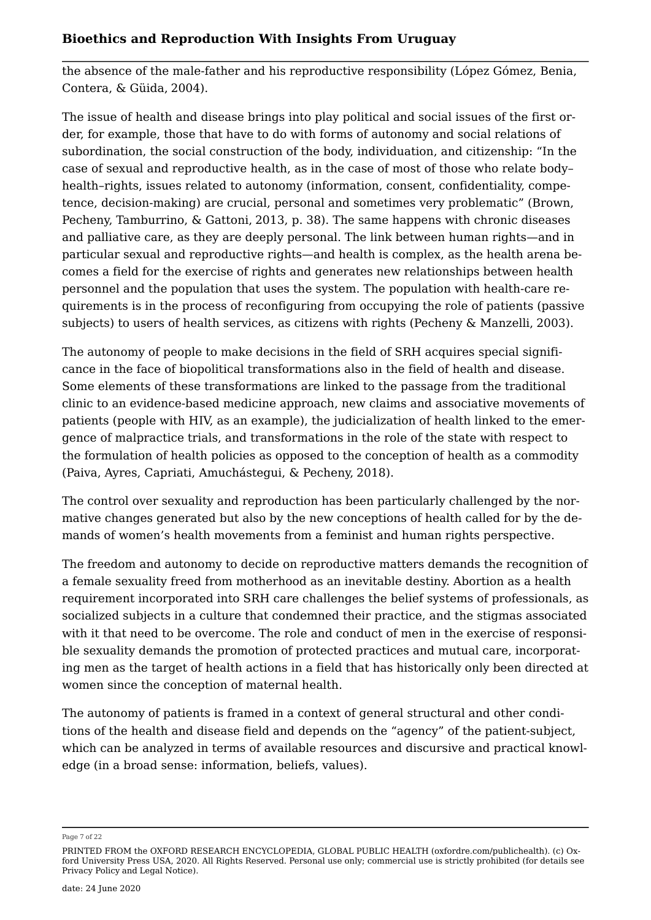the absence of the male-father and his reproductive responsibility (López Gómez, Benia, Contera, & Güida, 2004).

The issue of health and disease brings into play political and social issues of the first order, for example, those that have to do with forms of autonomy and social relations of subordination, the social construction of the body, individuation, and citizenship: "In the case of sexual and reproductive health, as in the case of most of those who relate body–health–rights, issues related to autonomy (information, consent, confidentiality, competence, decision-making) are crucial, personal and sometimes very problematic" (Brown, Pecheny, Tamburrino, & Gattoni, 2013, p. 38). The same happens with chronic diseases and palliative care, as they are deeply personal. The link between human rights—and in particular sexual and reproductive rights—and health is complex, as the health arena becomes a field for the exercise of rights and generates new relationships between health personnel and the population that uses the system. The population with health-care requirements is in the process of reconfiguring from occupying the role of patients (passive subjects) to users of health services, as citizens with rights (Pecheny & Manzelli, 2003).

The autonomy of people to make decisions in the field of SRH acquires special significance in the face of biopolitical transformations also in the field of health and disease. Some elements of these transformations are linked to the passage from the traditional clinic to an evidence-based medicine approach, new claims and associative movements of patients (people with HIV, as an example), the judicialization of health linked to the emergence of malpractice trials, and transformations in the role of the state with respect to the formulation of health policies as opposed to the conception of health as a commodity (Paiva, Ayres, Capriati, Amuchástegui, & Pecheny, 2018).

The control over sexuality and reproduction has been particularly challenged by the normative changes generated but also by the new conceptions of health called for by the demands of women's health movements from a feminist and human rights perspective.

The freedom and autonomy to decide on reproductive matters demands the recognition of a female sexuality freed from motherhood as an inevitable destiny. Abortion as a health requirement incorporated into SRH care challenges the belief systems of professionals, as socialized subjects in a culture that condemned their practice, and the stigmas associated with it that need to be overcome. The role and conduct of men in the exercise of responsible sexuality demands the promotion of protected practices and mutual care, incorporating men as the target of health actions in a field that has historically only been directed at women since the conception of maternal health.

The autonomy of patients is framed in a context of general structural and other conditions of the health and disease field and depends on the "agency" of the patient-subject, which can be analyzed in terms of available resources and discursive and practical knowledge (in a broad sense: information, beliefs, values).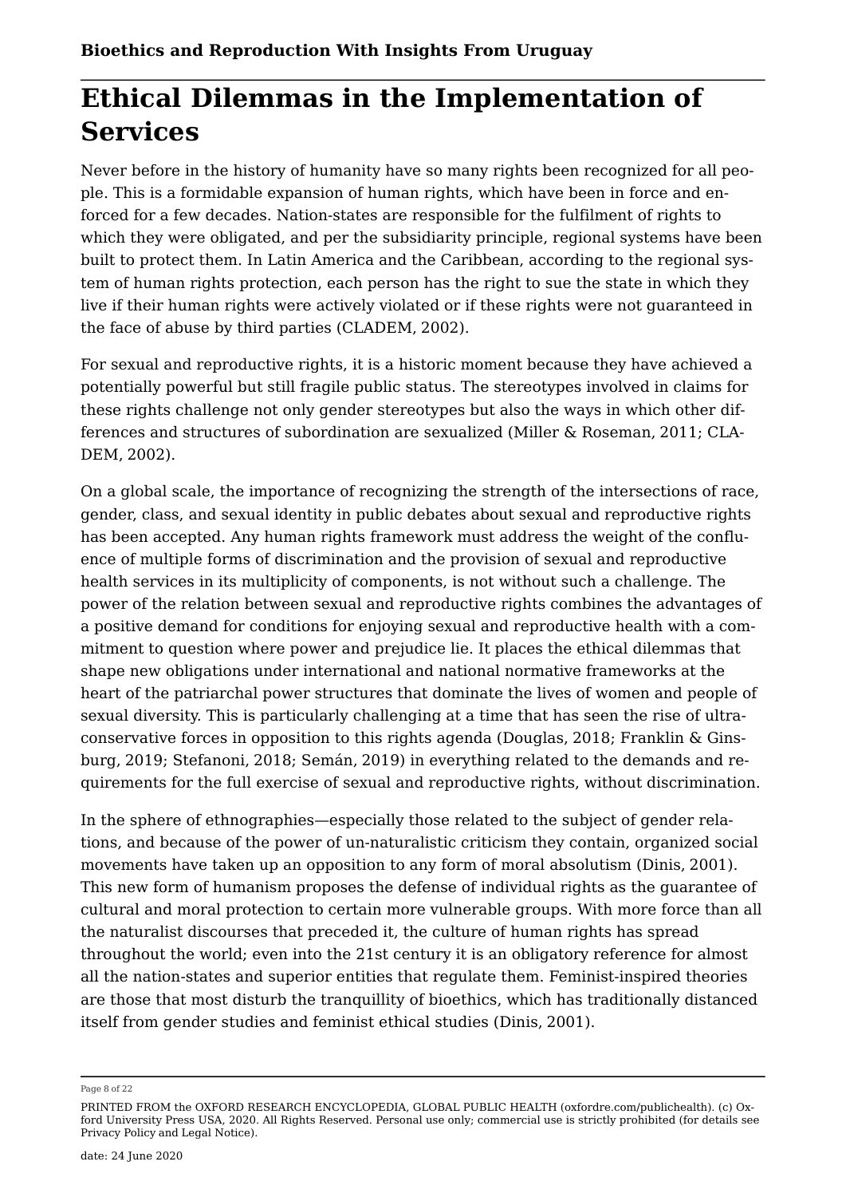## Ethical Dilemmas in the Implementation of Services

Never before in the history of humanity have so many rights been recognized for all people. This is a formidable expansion of human rights, which have been in force and enforced for a few decades. Nation-states are responsible for the fulfilment of rights to which they were obligated, and per the subsidiarity principle, regional systems have been built to protect them. In Latin America and the Caribbean, according to the regional system of human rights protection, each person has the right to sue the state in which they live if their human rights were actively violated or if these rights were not guaranteed in the face of abuse by third parties (CLADEM, 2002).

For sexual and reproductive rights, it is a historic moment because they have achieved a potentially powerful but still fragile public status. The stereotypes involved in claims for these rights challenge not only gender stereotypes but also the ways in which other differences and structures of subordination are sexualized (Miller & Roseman, 2011; CLADEM, 2002).

On a global scale, the importance of recognizing the strength of the intersections of race, gender, class, and sexual identity in public debates about sexual and reproductive rights has been accepted. Any human rights framework must address the weight of the confluence of multiple forms of discrimination and the provision of sexual and reproductive health services in its multiplicity of components, is not without such a challenge. The power of the relation between sexual and reproductive rights combines the advantages of a positive demand for conditions for enjoying sexual and reproductive health with a commitment to question where power and prejudice lie. It places the ethical dilemmas that shape new obligations under international and national normative frameworks at the heart of the patriarchal power structures that dominate the lives of women and people of sexual diversity. This is particularly challenging at a time that has seen the rise of ultra-conservative forces in opposition to this rights agenda (Douglas, 2018; Franklin & Ginsburg, 2019; Stefanoni, 2018; Semán, 2019) in everything related to the demands and requirements for the full exercise of sexual and reproductive rights, without discrimination.

In the sphere of ethnographies—especially those related to the subject of gender relations, and because of the power of un-naturalistic criticism they contain, organized social movements have taken up an opposition to any form of moral absolutism (Dinis, 2001). This new form of humanism proposes the defense of individual rights as the guarantee of cultural and moral protection to certain more vulnerable groups. With more force than all the naturalist discourses that preceded it, the culture of human rights has spread throughout the world; even into the 21st century it is an obligatory reference for almost all the nation-states and superior entities that regulate them. Feminist-inspired theories are those that most disturb the tranquillity of bioethics, which has traditionally distanced itself from gender studies and feminist ethical studies (Dinis, 2001).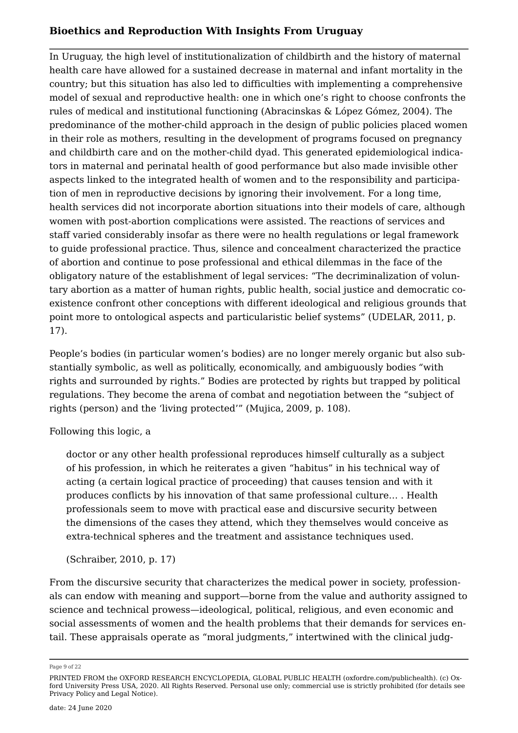In Uruguay, the high level of institutionalization of childbirth and the history of maternal health care have allowed for a sustained decrease in maternal and infant mortality in the country; but this situation has also led to difficulties with implementing a comprehensive model of sexual and reproductive health: one in which one's right to choose confronts the rules of medical and institutional functioning (Abracinskas & López Gómez, 2004). The predominance of the mother-child approach in the design of public policies placed women in their role as mothers, resulting in the development of programs focused on pregnancy and childbirth care and on the mother-child dyad. This generated epidemiological indicators in maternal and perinatal health of good performance but also made invisible other aspects linked to the integrated health of women and to the responsibility and participation of men in reproductive decisions by ignoring their involvement. For a long time, health services did not incorporate abortion situations into their models of care, although women with post-abortion complications were assisted. The reactions of services and staff varied considerably insofar as there were no health regulations or legal framework to guide professional practice. Thus, silence and concealment characterized the practice of abortion and continue to pose professional and ethical dilemmas in the face of the obligatory nature of the establishment of legal services: "The decriminalization of voluntary abortion as a matter of human rights, public health, social justice and democratic coexistence confront other conceptions with different ideological and religious grounds that point more to ontological aspects and particularistic belief systems" (UDELAR, 2011, p. 17).

People's bodies (in particular women's bodies) are no longer merely organic but also substantially symbolic, as well as politically, economically, and ambiguously bodies "with rights and surrounded by rights." Bodies are protected by rights but trapped by political regulations. They become the arena of combat and negotiation between the "subject of rights (person) and the 'living protected'" (Mujica, 2009, p. 108).

Following this logic, a

> doctor or any other health professional reproduces himself culturally as a subject of his profession, in which he reiterates a given "habitus" in his technical way of acting (a certain logical practice of proceeding) that causes tension and with it produces conflicts by his innovation of that same professional culture… . Health professionals seem to move with practical ease and discursive security between the dimensions of the cases they attend, which they themselves would conceive as extra-technical spheres and the treatment and assistance techniques used.
>
> (Schraiber, 2010, p. 17)

From the discursive security that characterizes the medical power in society, professionals can endow with meaning and support—borne from the value and authority assigned to science and technical prowess—ideological, political, religious, and even economic and social assessments of women and the health problems that their demands for services entail. These appraisals operate as "moral judgments," intertwined with the clinical judg-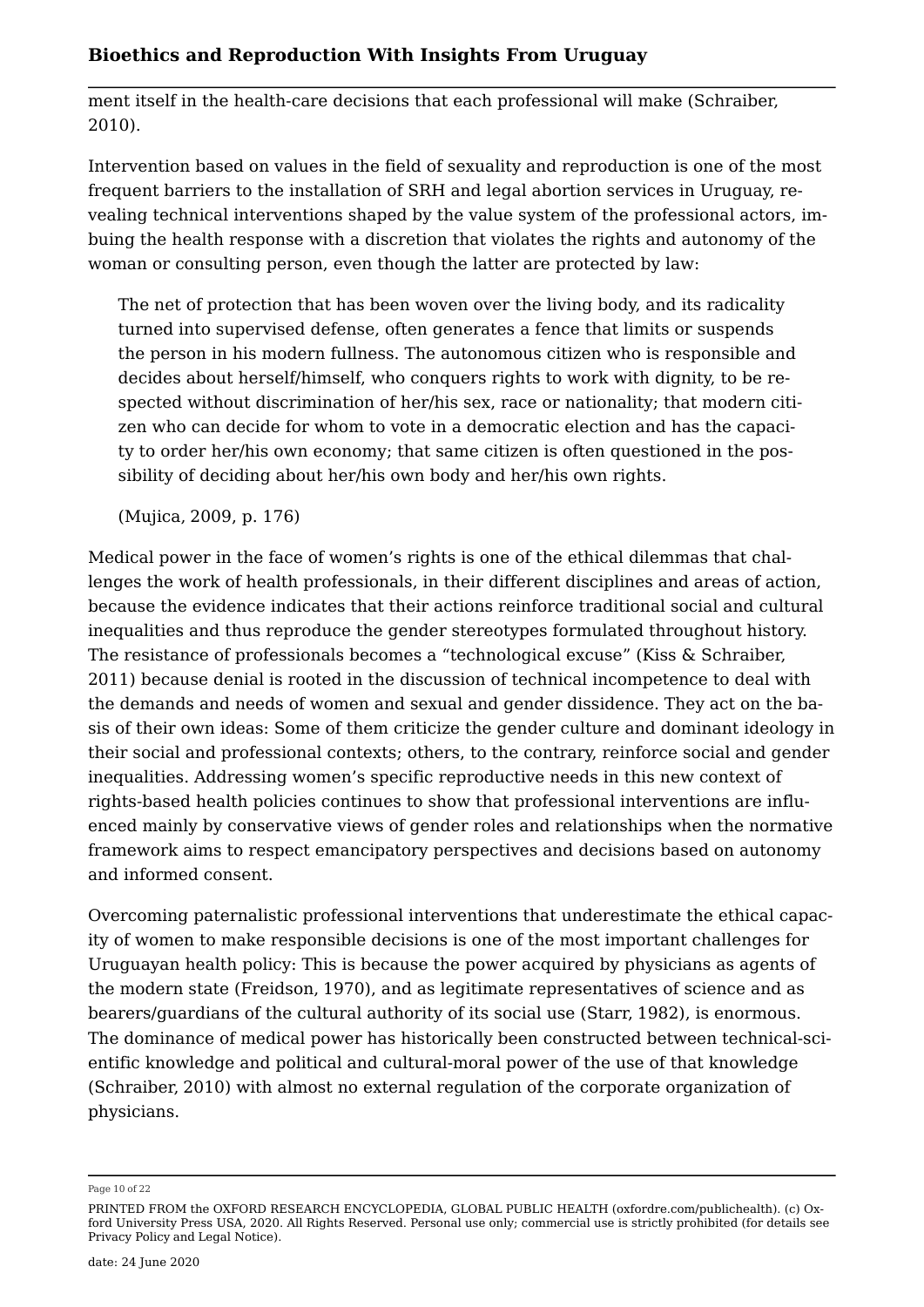ment itself in the health-care decisions that each professional will make (Schraiber, 2010).

Intervention based on values in the field of sexuality and reproduction is one of the most frequent barriers to the installation of SRH and legal abortion services in Uruguay, revealing technical interventions shaped by the value system of the professional actors, imbuing the health response with a discretion that violates the rights and autonomy of the woman or consulting person, even though the latter are protected by law:

> The net of protection that has been woven over the living body, and its radicality turned into supervised defense, often generates a fence that limits or suspends the person in his modern fullness. The autonomous citizen who is responsible and decides about herself/himself, who conquers rights to work with dignity, to be respected without discrimination of her/his sex, race or nationality; that modern citizen who can decide for whom to vote in a democratic election and has the capacity to order her/his own economy; that same citizen is often questioned in the possibility of deciding about her/his own body and her/his own rights.
>
> (Mujica, 2009, p. 176)

Medical power in the face of women's rights is one of the ethical dilemmas that challenges the work of health professionals, in their different disciplines and areas of action, because the evidence indicates that their actions reinforce traditional social and cultural inequalities and thus reproduce the gender stereotypes formulated throughout history. The resistance of professionals becomes a "technological excuse" (Kiss & Schraiber, 2011) because denial is rooted in the discussion of technical incompetence to deal with the demands and needs of women and sexual and gender dissidence. They act on the basis of their own ideas: Some of them criticize the gender culture and dominant ideology in their social and professional contexts; others, to the contrary, reinforce social and gender inequalities. Addressing women's specific reproductive needs in this new context of rights-based health policies continues to show that professional interventions are influenced mainly by conservative views of gender roles and relationships when the normative framework aims to respect emancipatory perspectives and decisions based on autonomy and informed consent.

Overcoming paternalistic professional interventions that underestimate the ethical capacity of women to make responsible decisions is one of the most important challenges for Uruguayan health policy: This is because the power acquired by physicians as agents of the modern state (Freidson, 1970), and as legitimate representatives of science and as bearers/guardians of the cultural authority of its social use (Starr, 1982), is enormous. The dominance of medical power has historically been constructed between technical-scientific knowledge and political and cultural-moral power of the use of that knowledge (Schraiber, 2010) with almost no external regulation of the corporate organization of physicians.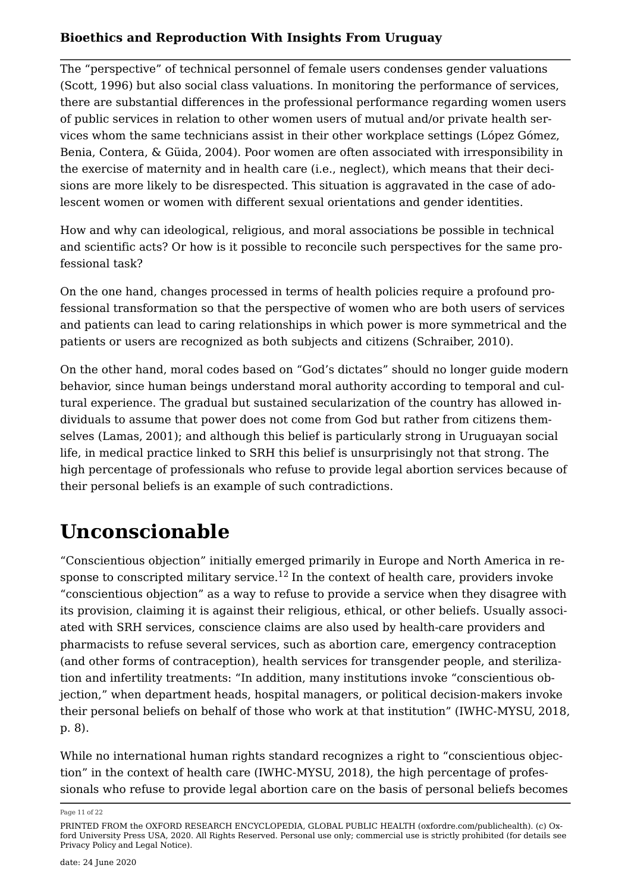The "perspective" of technical personnel of female users condenses gender valuations (Scott, 1996) but also social class valuations. In monitoring the performance of services, there are substantial differences in the professional performance regarding women users of public services in relation to other women users of mutual and/or private health services whom the same technicians assist in their other workplace settings (López Gómez, Benia, Contera, & Güida, 2004). Poor women are often associated with irresponsibility in the exercise of maternity and in health care (i.e., neglect), which means that their decisions are more likely to be disrespected. This situation is aggravated in the case of adolescent women or women with different sexual orientations and gender identities.

How and why can ideological, religious, and moral associations be possible in technical and scientific acts? Or how is it possible to reconcile such perspectives for the same professional task?

On the one hand, changes processed in terms of health policies require a profound professional transformation so that the perspective of women who are both users of services and patients can lead to caring relationships in which power is more symmetrical and the patients or users are recognized as both subjects and citizens (Schraiber, 2010).

On the other hand, moral codes based on "God's dictates" should no longer guide modern behavior, since human beings understand moral authority according to temporal and cultural experience. The gradual but sustained secularization of the country has allowed individuals to assume that power does not come from God but rather from citizens themselves (Lamas, 2001); and although this belief is particularly strong in Uruguayan social life, in medical practice linked to SRH this belief is unsurprisingly not that strong. The high percentage of professionals who refuse to provide legal abortion services because of their personal beliefs is an example of such contradictions.

# Unconscionable

"Conscientious objection" initially emerged primarily in Europe and North America in response to conscripted military service.[12] In the context of health care, providers invoke "conscientious objection" as a way to refuse to provide a service when they disagree with its provision, claiming it is against their religious, ethical, or other beliefs. Usually associated with SRH services, conscience claims are also used by health-care providers and pharmacists to refuse several services, such as abortion care, emergency contraception (and other forms of contraception), health services for transgender people, and sterilization and infertility treatments: "In addition, many institutions invoke "conscientious objection," when department heads, hospital managers, or political decision-makers invoke their personal beliefs on behalf of those who work at that institution" (IWHC-MYSU, 2018, p. 8).

While no international human rights standard recognizes a right to "conscientious objection" in the context of health care (IWHC-MYSU, 2018), the high percentage of professionals who refuse to provide legal abortion care on the basis of personal beliefs becomes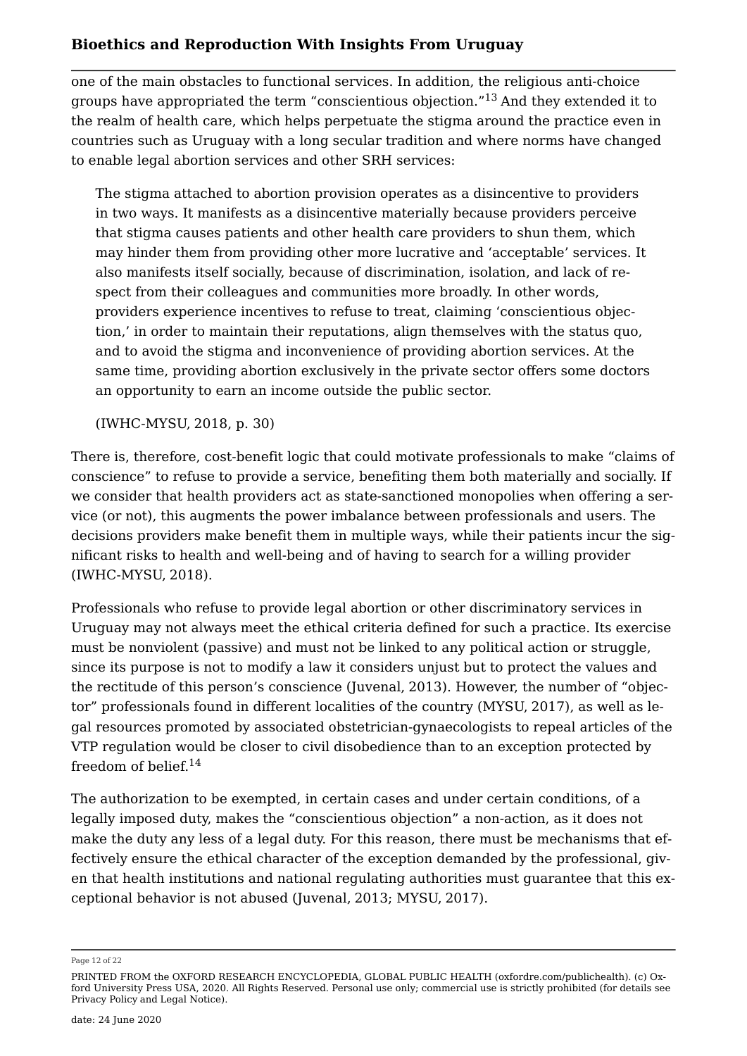one of the main obstacles to functional services. In addition, the religious anti-choice groups have appropriated the term "conscientious objection."[13] And they extended it to the realm of health care, which helps perpetuate the stigma around the practice even in countries such as Uruguay with a long secular tradition and where norms have changed to enable legal abortion services and other SRH services:

> The stigma attached to abortion provision operates as a disincentive to providers in two ways. It manifests as a disincentive materially because providers perceive that stigma causes patients and other health care providers to shun them, which may hinder them from providing other more lucrative and 'acceptable' services. It also manifests itself socially, because of discrimination, isolation, and lack of respect from their colleagues and communities more broadly. In other words, providers experience incentives to refuse to treat, claiming 'conscientious objection,' in order to maintain their reputations, align themselves with the status quo, and to avoid the stigma and inconvenience of providing abortion services. At the same time, providing abortion exclusively in the private sector offers some doctors an opportunity to earn an income outside the public sector.
>
> (IWHC-MYSU, 2018, p. 30)

There is, therefore, cost-benefit logic that could motivate professionals to make "claims of conscience" to refuse to provide a service, benefiting them both materially and socially. If we consider that health providers act as state-sanctioned monopolies when offering a service (or not), this augments the power imbalance between professionals and users. The decisions providers make benefit them in multiple ways, while their patients incur the significant risks to health and well-being and of having to search for a willing provider (IWHC-MYSU, 2018).

Professionals who refuse to provide legal abortion or other discriminatory services in Uruguay may not always meet the ethical criteria defined for such a practice. Its exercise must be nonviolent (passive) and must not be linked to any political action or struggle, since its purpose is not to modify a law it considers unjust but to protect the values and the rectitude of this person's conscience (Juvenal, 2013). However, the number of "objector" professionals found in different localities of the country (MYSU, 2017), as well as legal resources promoted by associated obstetrician-gynaecologists to repeal articles of the VTP regulation would be closer to civil disobedience than to an exception protected by freedom of belief.[14]

The authorization to be exempted, in certain cases and under certain conditions, of a legally imposed duty, makes the "conscientious objection" a non-action, as it does not make the duty any less of a legal duty. For this reason, there must be mechanisms that effectively ensure the ethical character of the exception demanded by the professional, given that health institutions and national regulating authorities must guarantee that this exceptional behavior is not abused (Juvenal, 2013; MYSU, 2017).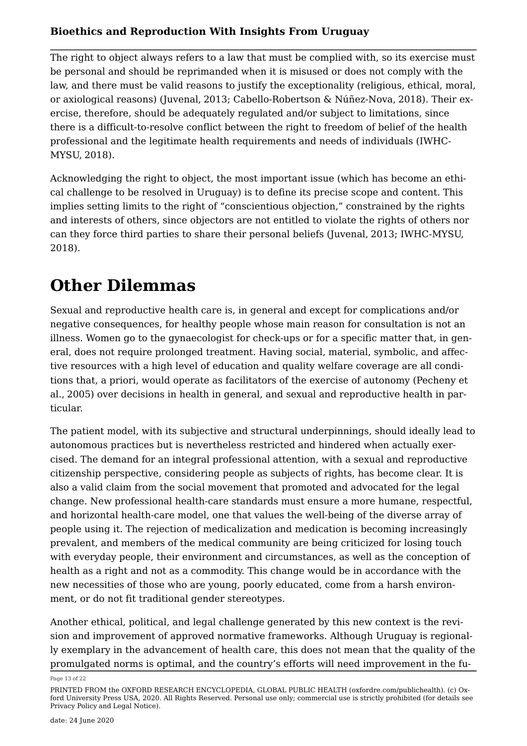The right to object always refers to a law that must be complied with, so its exercise must be personal and should be reprimanded when it is misused or does not comply with the law, and there must be valid reasons to justify the exceptionality (religious, ethical, moral, or axiological reasons) (Juvenal, 2013; Cabello-Robertson & Núñez-Nova, 2018). Their exercise, therefore, should be adequately regulated and/or subject to limitations, since there is a difficult-to-resolve conflict between the right to freedom of belief of the health professional and the legitimate health requirements and needs of individuals (IWHC-MYSU, 2018).

Acknowledging the right to object, the most important issue (which has become an ethical challenge to be resolved in Uruguay) is to define its precise scope and content. This implies setting limits to the right of "conscientious objection," constrained by the rights and interests of others, since objectors are not entitled to violate the rights of others nor can they force third parties to share their personal beliefs (Juvenal, 2013; IWHC-MYSU, 2018).

# Other Dilemmas

Sexual and reproductive health care is, in general and except for complications and/or negative consequences, for healthy people whose main reason for consultation is not an illness. Women go to the gynaecologist for check-ups or for a specific matter that, in general, does not require prolonged treatment. Having social, material, symbolic, and affective resources with a high level of education and quality welfare coverage are all conditions that, a priori, would operate as facilitators of the exercise of autonomy (Pecheny et al., 2005) over decisions in health in general, and sexual and reproductive health in particular.

The patient model, with its subjective and structural underpinnings, should ideally lead to autonomous practices but is nevertheless restricted and hindered when actually exercised. The demand for an integral professional attention, with a sexual and reproductive citizenship perspective, considering people as subjects of rights, has become clear. It is also a valid claim from the social movement that promoted and advocated for the legal change. New professional health-care standards must ensure a more humane, respectful, and horizontal health-care model, one that values the well-being of the diverse array of people using it. The rejection of medicalization and medication is becoming increasingly prevalent, and members of the medical community are being criticized for losing touch with everyday people, their environment and circumstances, as well as the conception of health as a right and not as a commodity. This change would be in accordance with the new necessities of those who are young, poorly educated, come from a harsh environment, or do not fit traditional gender stereotypes.

Another ethical, political, and legal challenge generated by this new context is the revision and improvement of approved normative frameworks. Although Uruguay is regionally exemplary in the advancement of health care, this does not mean that the quality of the promulgated norms is optimal, and the country's efforts will need improvement in the fu-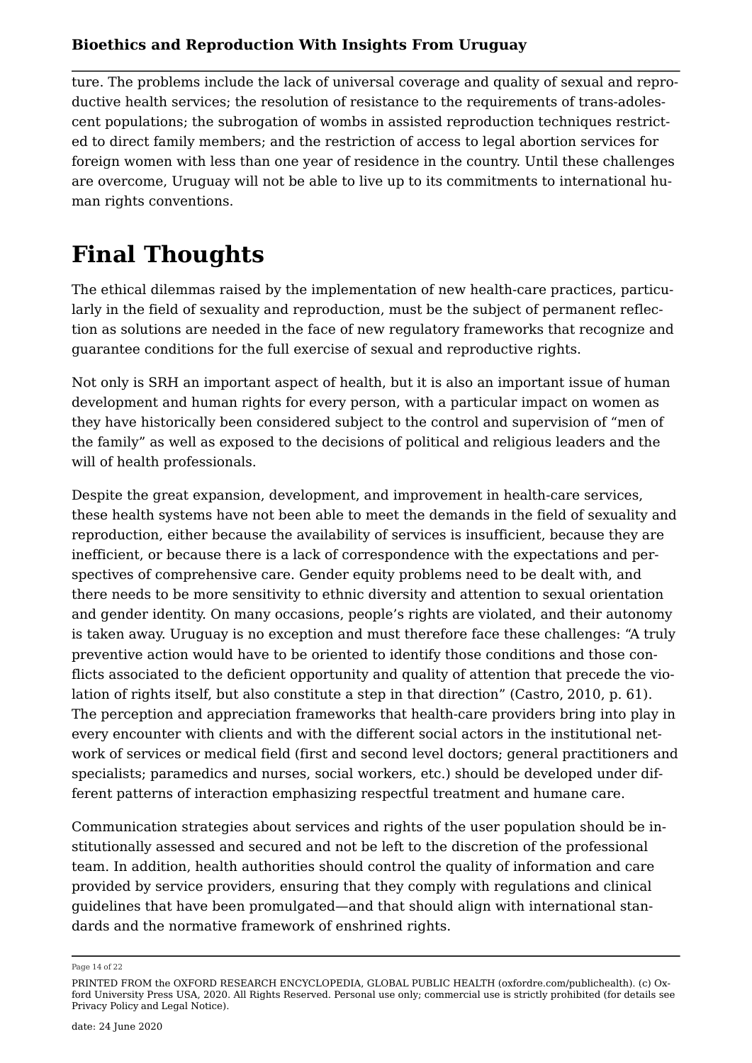ture. The problems include the lack of universal coverage and quality of sexual and reproductive health services; the resolution of resistance to the requirements of trans-adolescent populations; the subrogation of wombs in assisted reproduction techniques restricted to direct family members; and the restriction of access to legal abortion services for foreign women with less than one year of residence in the country. Until these challenges are overcome, Uruguay will not be able to live up to its commitments to international human rights conventions.

# Final Thoughts

The ethical dilemmas raised by the implementation of new health-care practices, particularly in the field of sexuality and reproduction, must be the subject of permanent reflection as solutions are needed in the face of new regulatory frameworks that recognize and guarantee conditions for the full exercise of sexual and reproductive rights.

Not only is SRH an important aspect of health, but it is also an important issue of human development and human rights for every person, with a particular impact on women as they have historically been considered subject to the control and supervision of "men of the family" as well as exposed to the decisions of political and religious leaders and the will of health professionals.

Despite the great expansion, development, and improvement in health-care services, these health systems have not been able to meet the demands in the field of sexuality and reproduction, either because the availability of services is insufficient, because they are inefficient, or because there is a lack of correspondence with the expectations and perspectives of comprehensive care. Gender equity problems need to be dealt with, and there needs to be more sensitivity to ethnic diversity and attention to sexual orientation and gender identity. On many occasions, people's rights are violated, and their autonomy is taken away. Uruguay is no exception and must therefore face these challenges: "A truly preventive action would have to be oriented to identify those conditions and those conflicts associated to the deficient opportunity and quality of attention that precede the violation of rights itself, but also constitute a step in that direction" (Castro, 2010, p. 61). The perception and appreciation frameworks that health-care providers bring into play in every encounter with clients and with the different social actors in the institutional network of services or medical field (first and second level doctors; general practitioners and specialists; paramedics and nurses, social workers, etc.) should be developed under different patterns of interaction emphasizing respectful treatment and humane care.

Communication strategies about services and rights of the user population should be institutionally assessed and secured and not be left to the discretion of the professional team. In addition, health authorities should control the quality of information and care provided by service providers, ensuring that they comply with regulations and clinical guidelines that have been promulgated—and that should align with international standards and the normative framework of enshrined rights.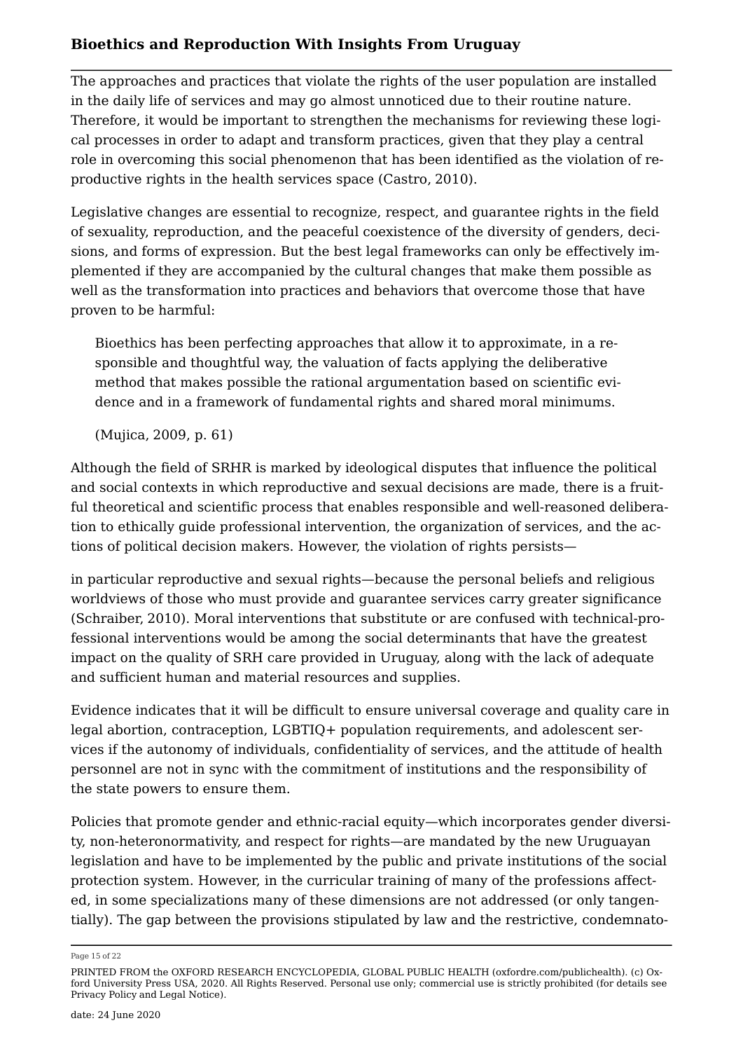The approaches and practices that violate the rights of the user population are installed in the daily life of services and may go almost unnoticed due to their routine nature. Therefore, it would be important to strengthen the mechanisms for reviewing these logical processes in order to adapt and transform practices, given that they play a central role in overcoming this social phenomenon that has been identified as the violation of reproductive rights in the health services space (Castro, 2010).

Legislative changes are essential to recognize, respect, and guarantee rights in the field of sexuality, reproduction, and the peaceful coexistence of the diversity of genders, decisions, and forms of expression. But the best legal frameworks can only be effectively implemented if they are accompanied by the cultural changes that make them possible as well as the transformation into practices and behaviors that overcome those that have proven to be harmful:

> Bioethics has been perfecting approaches that allow it to approximate, in a responsible and thoughtful way, the valuation of facts applying the deliberative method that makes possible the rational argumentation based on scientific evidence and in a framework of fundamental rights and shared moral minimums.
>
> (Mujica, 2009, p. 61)

Although the field of SRHR is marked by ideological disputes that influence the political and social contexts in which reproductive and sexual decisions are made, there is a fruitful theoretical and scientific process that enables responsible and well-reasoned deliberation to ethically guide professional intervention, the organization of services, and the actions of political decision makers. However, the violation of rights persists—in particular reproductive and sexual rights—because the personal beliefs and religious worldviews of those who must provide and guarantee services carry greater significance (Schraiber, 2010). Moral interventions that substitute or are confused with technical-professional interventions would be among the social determinants that have the greatest impact on the quality of SRH care provided in Uruguay, along with the lack of adequate and sufficient human and material resources and supplies.

Evidence indicates that it will be difficult to ensure universal coverage and quality care in legal abortion, contraception, LGBTIQ+ population requirements, and adolescent services if the autonomy of individuals, confidentiality of services, and the attitude of health personnel are not in sync with the commitment of institutions and the responsibility of the state powers to ensure them.

Policies that promote gender and ethnic-racial equity—which incorporates gender diversity, non-heteronormativity, and respect for rights—are mandated by the new Uruguayan legislation and have to be implemented by the public and private institutions of the social protection system. However, in the curricular training of many of the professions affected, in some specializations many of these dimensions are not addressed (or only tangentially). The gap between the provisions stipulated by law and the restrictive, condemnato-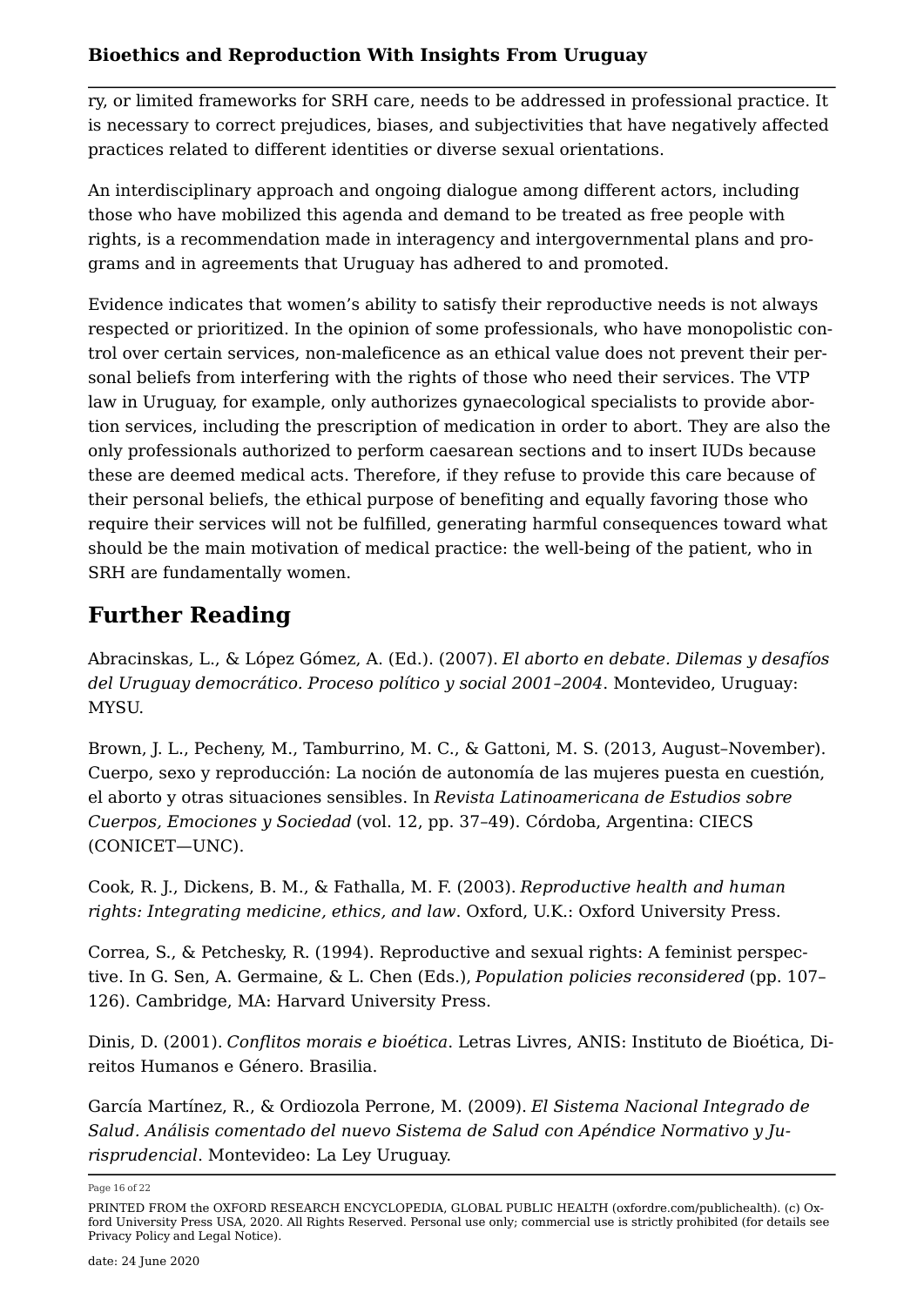ry, or limited frameworks for SRH care, needs to be addressed in professional practice. It is necessary to correct prejudices, biases, and subjectivities that have negatively affected practices related to different identities or diverse sexual orientations.

An interdisciplinary approach and ongoing dialogue among different actors, including those who have mobilized this agenda and demand to be treated as free people with rights, is a recommendation made in interagency and intergovernmental plans and programs and in agreements that Uruguay has adhered to and promoted.

Evidence indicates that women's ability to satisfy their reproductive needs is not always respected or prioritized. In the opinion of some professionals, who have monopolistic control over certain services, non-maleficence as an ethical value does not prevent their personal beliefs from interfering with the rights of those who need their services. The VTP law in Uruguay, for example, only authorizes gynaecological specialists to provide abortion services, including the prescription of medication in order to abort. They are also the only professionals authorized to perform caesarean sections and to insert IUDs because these are deemed medical acts. Therefore, if they refuse to provide this care because of their personal beliefs, the ethical purpose of benefiting and equally favoring those who require their services will not be fulfilled, generating harmful consequences toward what should be the main motivation of medical practice: the well-being of the patient, who in SRH are fundamentally women.

## Further Reading

Abracinskas, L., & López Gómez, A. (Ed.). (2007). *El aborto en debate. Dilemas y desafíos del Uruguay democrático. Proceso político y social 2001–2004*. Montevideo, Uruguay: MYSU.

Brown, J. L., Pecheny, M., Tamburrino, M. C., & Gattoni, M. S. (2013, August–November). Cuerpo, sexo y reproducción: La noción de autonomía de las mujeres puesta en cuestión, el aborto y otras situaciones sensibles. In *Revista Latinoamericana de Estudios sobre Cuerpos, Emociones y Sociedad* (vol. 12, pp. 37–49). Córdoba, Argentina: CIECS (CONICET—UNC).

Cook, R. J., Dickens, B. M., & Fathalla, M. F. (2003). *Reproductive health and human rights: Integrating medicine, ethics, and law*. Oxford, U.K.: Oxford University Press.

Correa, S., & Petchesky, R. (1994). Reproductive and sexual rights: A feminist perspective. In G. Sen, A. Germaine, & L. Chen (Eds.), *Population policies reconsidered* (pp. 107–126). Cambridge, MA: Harvard University Press.

Dinis, D. (2001). *Conflitos morais e bioética*. Letras Livres, ANIS: Instituto de Bioética, Direitos Humanos e Género. Brasilia.

García Martínez, R., & Ordiozola Perrone, M. (2009). *El Sistema Nacional Integrado de Salud. Análisis comentado del nuevo Sistema de Salud con Apéndice Normativo y Jurisprudencial*. Montevideo: La Ley Uruguay.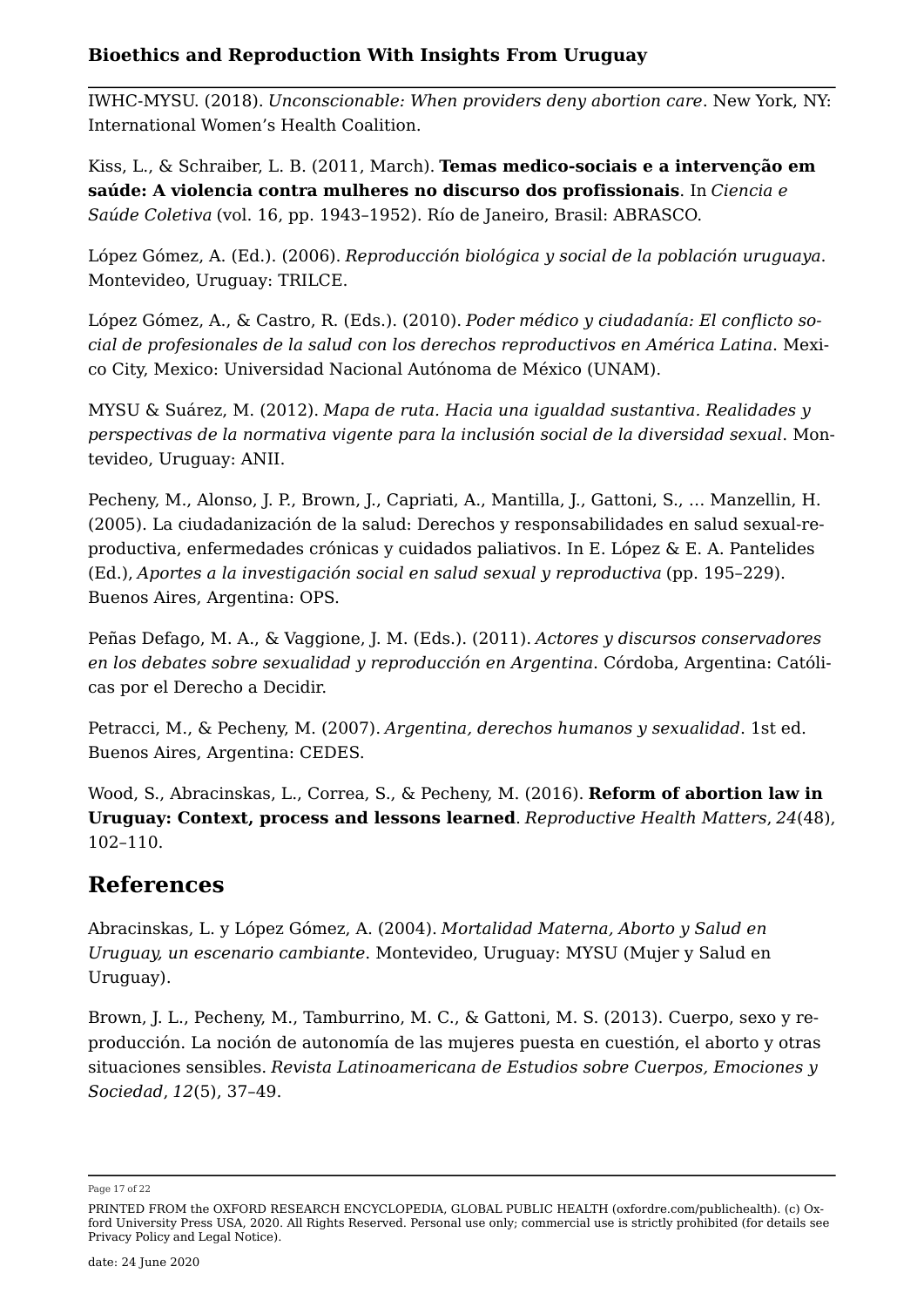IWHC-MYSU. (2018). *Unconscionable: When providers deny abortion care*. New York, NY: International Women's Health Coalition.

Kiss, L., & Schraiber, L. B. (2011, March). **Temas medico-sociais e a intervenção em saúde: A violencia contra mulheres no discurso dos profissionais**. In *Ciencia e Saúde Coletiva* (vol. 16, pp. 1943–1952). Río de Janeiro, Brasil: ABRASCO.

López Gómez, A. (Ed.). (2006). *Reproducción biológica y social de la población uruguaya*. Montevideo, Uruguay: TRILCE.

López Gómez, A., & Castro, R. (Eds.). (2010). *Poder médico y ciudadanía: El conflicto social de profesionales de la salud con los derechos reproductivos en América Latina*. Mexico City, Mexico: Universidad Nacional Autónoma de México (UNAM).

MYSU & Suárez, M. (2012). *Mapa de ruta. Hacia una igualdad sustantiva. Realidades y perspectivas de la normativa vigente para la inclusión social de la diversidad sexual*. Montevideo, Uruguay: ANII.

Pecheny, M., Alonso, J. P., Brown, J., Capriati, A., Mantilla, J., Gattoni, S., … Manzellin, H. (2005). La ciudadanización de la salud: Derechos y responsabilidades en salud sexual-reproductiva, enfermedades crónicas y cuidados paliativos. In E. López & E. A. Pantelides (Ed.), *Aportes a la investigación social en salud sexual y reproductiva* (pp. 195–229). Buenos Aires, Argentina: OPS.

Peñas Defago, M. A., & Vaggione, J. M. (Eds.). (2011). *Actores y discursos conservadores en los debates sobre sexualidad y reproducción en Argentina*. Córdoba, Argentina: Católicas por el Derecho a Decidir.

Petracci, M., & Pecheny, M. (2007). *Argentina, derechos humanos y sexualidad*. 1st ed. Buenos Aires, Argentina: CEDES.

Wood, S., Abracinskas, L., Correa, S., & Pecheny, M. (2016). **Reform of abortion law in Uruguay: Context, process and lessons learned**. *Reproductive Health Matters*, *24*(48), 102–110.

## References

Abracinskas, L. y López Gómez, A. (2004). *Mortalidad Materna, Aborto y Salud en Uruguay, un escenario cambiante*. Montevideo, Uruguay: MYSU (Mujer y Salud en Uruguay).

Brown, J. L., Pecheny, M., Tamburrino, M. C., & Gattoni, M. S. (2013). Cuerpo, sexo y reproducción. La noción de autonomía de las mujeres puesta en cuestión, el aborto y otras situaciones sensibles. *Revista Latinoamericana de Estudios sobre Cuerpos, Emociones y Sociedad*, *12*(5), 37–49.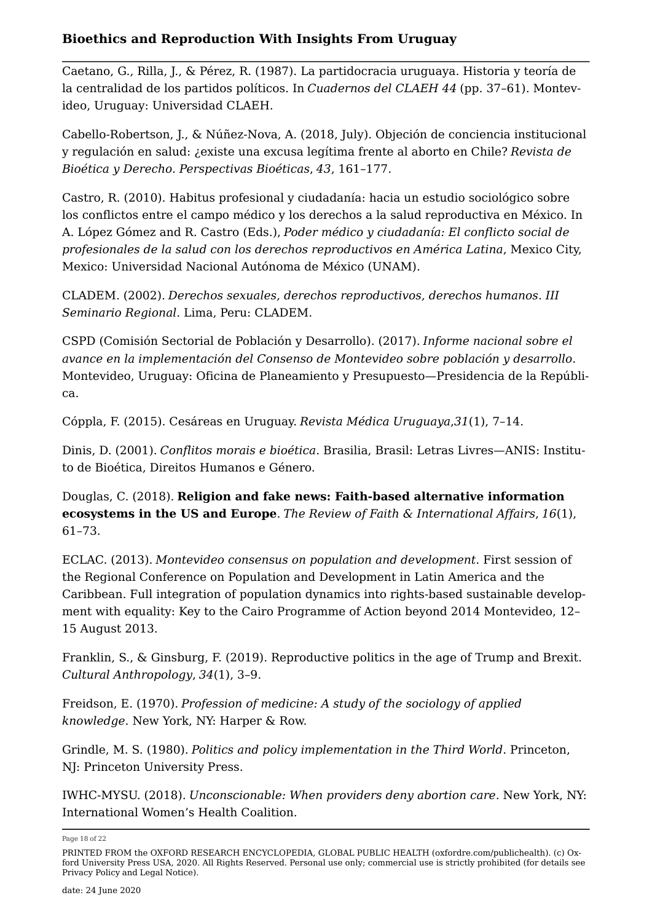Caetano, G., Rilla, J., & Pérez, R. (1987). La partidocracia uruguaya. Historia y teoría de la centralidad de los partidos políticos. In *Cuadernos del CLAEH 44* (pp. 37–61). Montevideo, Uruguay: Universidad CLAEH.

Cabello-Robertson, J., & Núñez-Nova, A. (2018, July). Objeción de conciencia institucional y regulación en salud: ¿existe una excusa legítima frente al aborto en Chile? *Revista de Bioética y Derecho. Perspectivas Bioéticas*, *43*, 161–177.

Castro, R. (2010). Habitus profesional y ciudadanía: hacia un estudio sociológico sobre los conflictos entre el campo médico y los derechos a la salud reproductiva en México. In A. López Gómez and R. Castro (Eds.), *Poder médico y ciudadanía: El conflicto social de profesionales de la salud con los derechos reproductivos en América Latina*, Mexico City, Mexico: Universidad Nacional Autónoma de México (UNAM).

CLADEM. (2002). *Derechos sexuales, derechos reproductivos, derechos humanos. III Seminario Regional*. Lima, Peru: CLADEM.

CSPD (Comisión Sectorial de Población y Desarrollo). (2017). *Informe nacional sobre el avance en la implementación del Consenso de Montevideo sobre población y desarrollo*. Montevideo, Uruguay: Oficina de Planeamiento y Presupuesto—Presidencia de la República.

Cóppla, F. (2015). Cesáreas en Uruguay. *Revista Médica Uruguaya*,*31*(1), 7–14.

Dinis, D. (2001). *Conflitos morais e bioética*. Brasilia, Brasil: Letras Livres—ANIS: Instituto de Bioética, Direitos Humanos e Género.

Douglas, C. (2018). **Religion and fake news: Faith-based alternative information ecosystems in the US and Europe**. *The Review of Faith & International Affairs*, *16*(1), 61–73.

ECLAC. (2013). *Montevideo consensus on population and development*. First session of the Regional Conference on Population and Development in Latin America and the Caribbean. Full integration of population dynamics into rights-based sustainable development with equality: Key to the Cairo Programme of Action beyond 2014 Montevideo, 12–15 August 2013.

Franklin, S., & Ginsburg, F. (2019). Reproductive politics in the age of Trump and Brexit. *Cultural Anthropology*, *34*(1), 3–9.

Freidson, E. (1970). *Profession of medicine: A study of the sociology of applied knowledge*. New York, NY: Harper & Row.

Grindle, M. S. (1980). *Politics and policy implementation in the Third World*. Princeton, NJ: Princeton University Press.

IWHC-MYSU. (2018). *Unconscionable: When providers deny abortion care*. New York, NY: International Women's Health Coalition.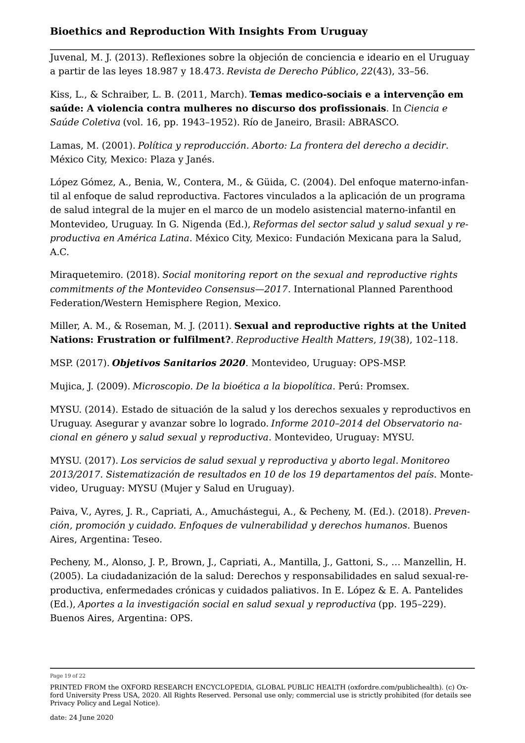Juvenal, M. J. (2013). Reflexiones sobre la objeción de conciencia e ideario en el Uruguay a partir de las leyes 18.987 y 18.473. *Revista de Derecho Público*, *22*(43), 33–56.

Kiss, L., & Schraiber, L. B. (2011, March). **Temas medico-sociais e a intervenção em saúde: A violencia contra mulheres no discurso dos profissionais**. In *Ciencia e Saúde Coletiva* (vol. 16, pp. 1943–1952). Río de Janeiro, Brasil: ABRASCO.

Lamas, M. (2001). *Política y reproducción. Aborto: La frontera del derecho a decidir*. México City, Mexico: Plaza y Janés.

López Gómez, A., Benia, W., Contera, M., & Güida, C. (2004). Del enfoque materno-infantil al enfoque de salud reproductiva. Factores vinculados a la aplicación de un programa de salud integral de la mujer en el marco de un modelo asistencial materno-infantil en Montevideo, Uruguay. In G. Nigenda (Ed.), *Reformas del sector salud y salud sexual y reproductiva en América Latina*. México City, Mexico: Fundación Mexicana para la Salud, A.C.

Miraquetemiro. (2018). *Social monitoring report on the sexual and reproductive rights commitments of the Montevideo Consensus—2017*. International Planned Parenthood Federation/Western Hemisphere Region, Mexico.

Miller, A. M., & Roseman, M. J. (2011). **Sexual and reproductive rights at the United Nations: Frustration or fulfilment?**. *Reproductive Health Matters*, *19*(38), 102–118.

MSP. (2017). ***Objetivos Sanitarios 2020***. Montevideo, Uruguay: OPS-MSP.

Mujica, J. (2009). *Microscopio. De la bioética a la biopolítica*. Perú: Promsex.

MYSU. (2014). Estado de situación de la salud y los derechos sexuales y reproductivos en Uruguay. Asegurar y avanzar sobre lo logrado. *Informe 2010–2014 del Observatorio nacional en género y salud sexual y reproductiva*. Montevideo, Uruguay: MYSU.

MYSU. (2017). *Los servicios de salud sexual y reproductiva y aborto legal. Monitoreo 2013/2017. Sistematización de resultados en 10 de los 19 departamentos del país*. Montevideo, Uruguay: MYSU (Mujer y Salud en Uruguay).

Paiva, V., Ayres, J. R., Capriati, A., Amuchástegui, A., & Pecheny, M. (Ed.). (2018). *Prevención, promoción y cuidado. Enfoques de vulnerabilidad y derechos humanos*. Buenos Aires, Argentina: Teseo.

Pecheny, M., Alonso, J. P., Brown, J., Capriati, A., Mantilla, J., Gattoni, S., … Manzellin, H. (2005). La ciudadanización de la salud: Derechos y responsabilidades en salud sexual-reproductiva, enfermedades crónicas y cuidados paliativos. In E. López & E. A. Pantelides (Ed.), *Aportes a la investigación social en salud sexual y reproductiva* (pp. 195–229). Buenos Aires, Argentina: OPS.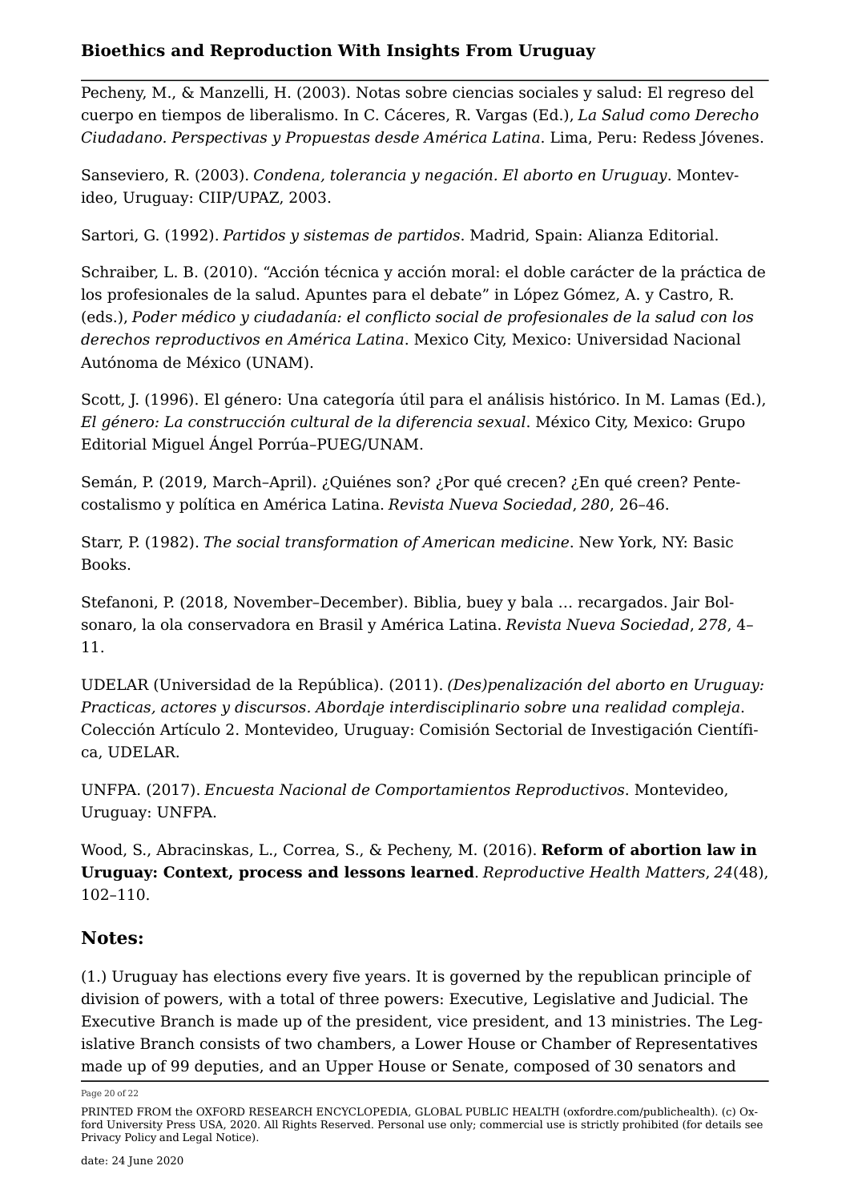Pecheny, M., & Manzelli, H. (2003). Notas sobre ciencias sociales y salud: El regreso del cuerpo en tiempos de liberalismo. In C. Cáceres, R. Vargas (Ed.), *La Salud como Derecho Ciudadano. Perspectivas y Propuestas desde América Latina*. Lima, Peru: Redess Jóvenes.

Sanseviero, R. (2003). *Condena, tolerancia y negación. El aborto en Uruguay*. Montevideo, Uruguay: CIIP/UPAZ, 2003.

Sartori, G. (1992). *Partidos y sistemas de partidos*. Madrid, Spain: Alianza Editorial.

Schraiber, L. B. (2010). "Acción técnica y acción moral: el doble carácter de la práctica de los profesionales de la salud. Apuntes para el debate" in López Gómez, A. y Castro, R. (eds.), *Poder médico y ciudadanía: el conflicto social de profesionales de la salud con los derechos reproductivos en América Latina*. Mexico City, Mexico: Universidad Nacional Autónoma de México (UNAM).

Scott, J. (1996). El género: Una categoría útil para el análisis histórico. In M. Lamas (Ed.), *El género: La construcción cultural de la diferencia sexual*. México City, Mexico: Grupo Editorial Miguel Ángel Porrúa–PUEG/UNAM.

Semán, P. (2019, March–April). ¿Quiénes son? ¿Por qué crecen? ¿En qué creen? Pentecostalismo y política en América Latina. *Revista Nueva Sociedad*, *280*, 26–46.

Starr, P. (1982). *The social transformation of American medicine*. New York, NY: Basic Books.

Stefanoni, P. (2018, November–December). Biblia, buey y bala ... recargados. Jair Bolsonaro, la ola conservadora en Brasil y América Latina. *Revista Nueva Sociedad*, *278*, 4–11.

UDELAR (Universidad de la República). (2011). *(Des)penalización del aborto en Uruguay: Practicas, actores y discursos. Abordaje interdisciplinario sobre una realidad compleja*. Colección Artículo 2. Montevideo, Uruguay: Comisión Sectorial de Investigación Científica, UDELAR.

UNFPA. (2017). *Encuesta Nacional de Comportamientos Reproductivos*. Montevideo, Uruguay: UNFPA.

Wood, S., Abracinskas, L., Correa, S., & Pecheny, M. (2016). **Reform of abortion law in Uruguay: Context, process and lessons learned**. *Reproductive Health Matters*, *24*(48), 102–110.

## Notes:

(1.) Uruguay has elections every five years. It is governed by the republican principle of division of powers, with a total of three powers: Executive, Legislative and Judicial. The Executive Branch is made up of the president, vice president, and 13 ministries. The Legislative Branch consists of two chambers, a Lower House or Chamber of Representatives made up of 99 deputies, and an Upper House or Senate, composed of 30 senators and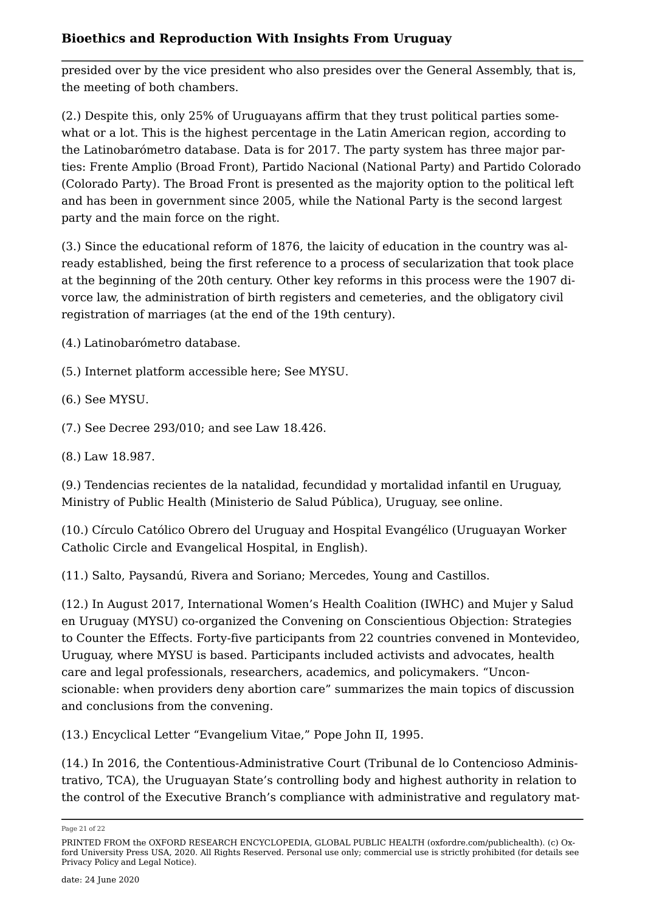presided over by the vice president who also presides over the General Assembly, that is, the meeting of both chambers.

(2.) Despite this, only 25% of Uruguayans affirm that they trust political parties somewhat or a lot. This is the highest percentage in the Latin American region, according to the Latinobarómetro database. Data is for 2017. The party system has three major parties: Frente Amplio (Broad Front), Partido Nacional (National Party) and Partido Colorado (Colorado Party). The Broad Front is presented as the majority option to the political left and has been in government since 2005, while the National Party is the second largest party and the main force on the right.

(3.) Since the educational reform of 1876, the laicity of education in the country was already established, being the first reference to a process of secularization that took place at the beginning of the 20th century. Other key reforms in this process were the 1907 divorce law, the administration of birth registers and cemeteries, and the obligatory civil registration of marriages (at the end of the 19th century).

(4.) Latinobarómetro database.

(5.) Internet platform accessible here; See MYSU.

(6.) See MYSU.

(7.) See Decree 293/010; and see Law 18.426.

(8.) Law 18.987.

(9.) Tendencias recientes de la natalidad, fecundidad y mortalidad infantil en Uruguay, Ministry of Public Health (Ministerio de Salud Pública), Uruguay, see online.

(10.) Círculo Católico Obrero del Uruguay and Hospital Evangélico (Uruguayan Worker Catholic Circle and Evangelical Hospital, in English).

(11.) Salto, Paysandú, Rivera and Soriano; Mercedes, Young and Castillos.

(12.) In August 2017, International Women's Health Coalition (IWHC) and Mujer y Salud en Uruguay (MYSU) co-organized the Convening on Conscientious Objection: Strategies to Counter the Effects. Forty-five participants from 22 countries convened in Montevideo, Uruguay, where MYSU is based. Participants included activists and advocates, health care and legal professionals, researchers, academics, and policymakers. "Unconscionable: when providers deny abortion care" summarizes the main topics of discussion and conclusions from the convening.

(13.) Encyclical Letter "Evangelium Vitae," Pope John II, 1995.

(14.) In 2016, the Contentious-Administrative Court (Tribunal de lo Contencioso Administrativo, TCA), the Uruguayan State's controlling body and highest authority in relation to the control of the Executive Branch's compliance with administrative and regulatory mat-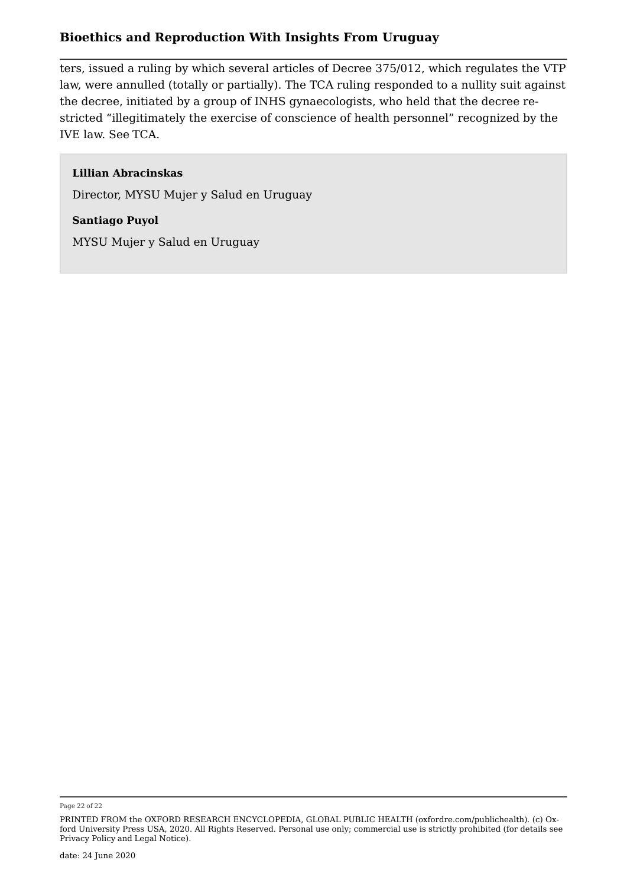ters, issued a ruling by which several articles of Decree 375/012, which regulates the VTP law, were annulled (totally or partially). The TCA ruling responded to a nullity suit against the decree, initiated by a group of INHS gynaecologists, who held that the decree restricted “illegitimately the exercise of conscience of health personnel” recognized by the IVE law. See TCA.

**Lillian Abracinskas**

Director, MYSU Mujer y Salud en Uruguay

**Santiago Puyol**

MYSU Mujer y Salud en Uruguay